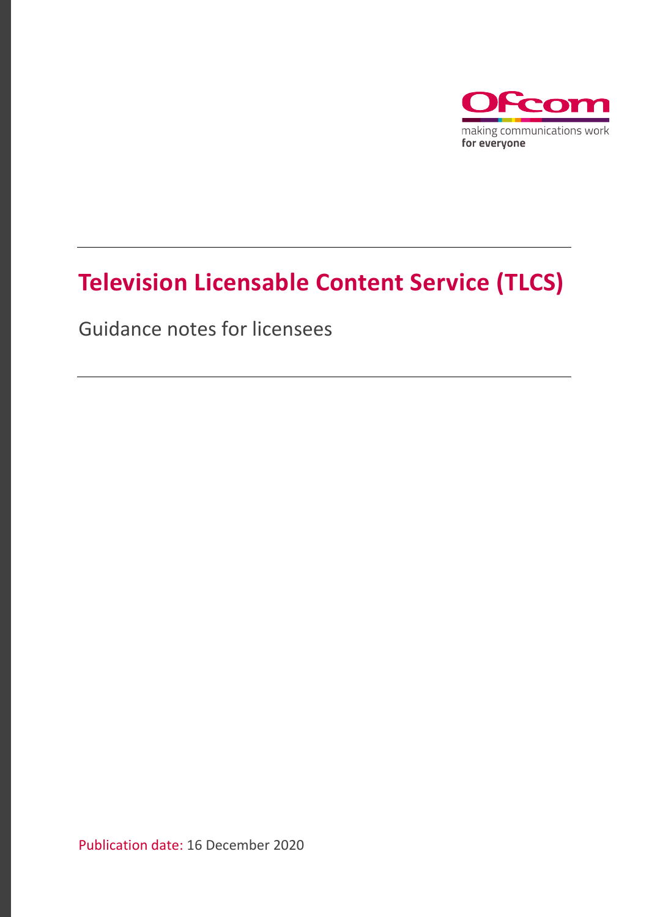Ofcom

making communications work
**for everyone**

# Television Licensable Content Service (TLCS)

Guidance notes for licensees

Publication date: 16 December 2020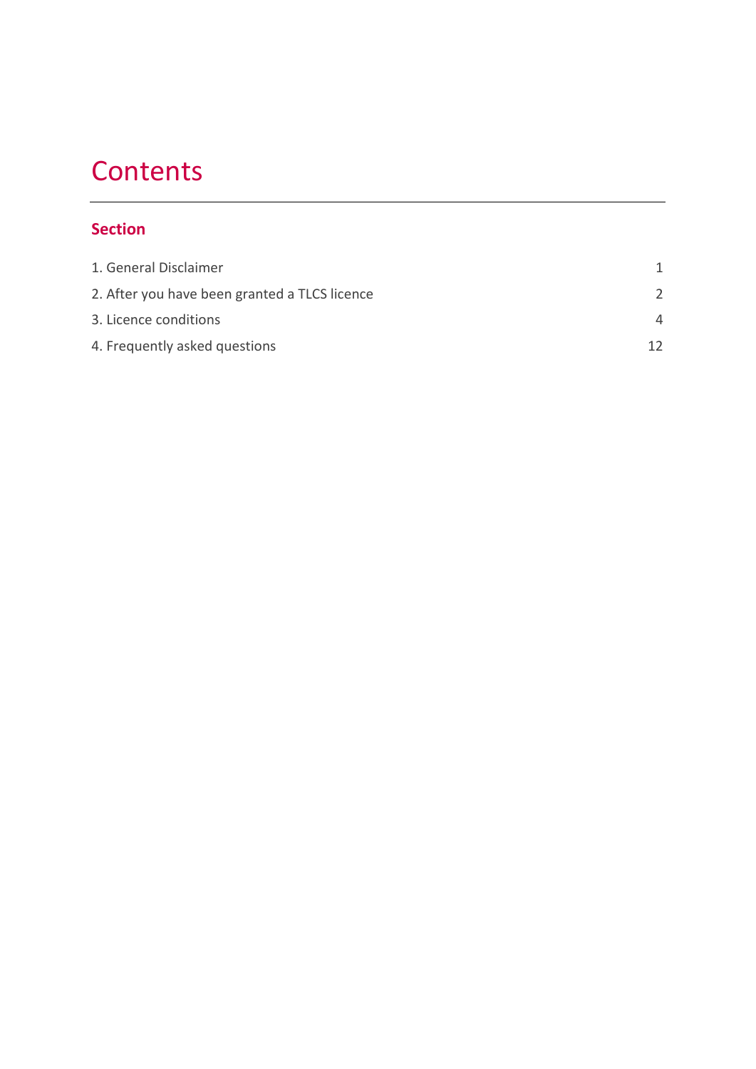# Contents

## Section

| | |
|---|---|
| 1. General Disclaimer | 1 |
| 2. After you have been granted a TLCS licence | 2 |
| 3. Licence conditions | 4 |
| 4. Frequently asked questions | 12 |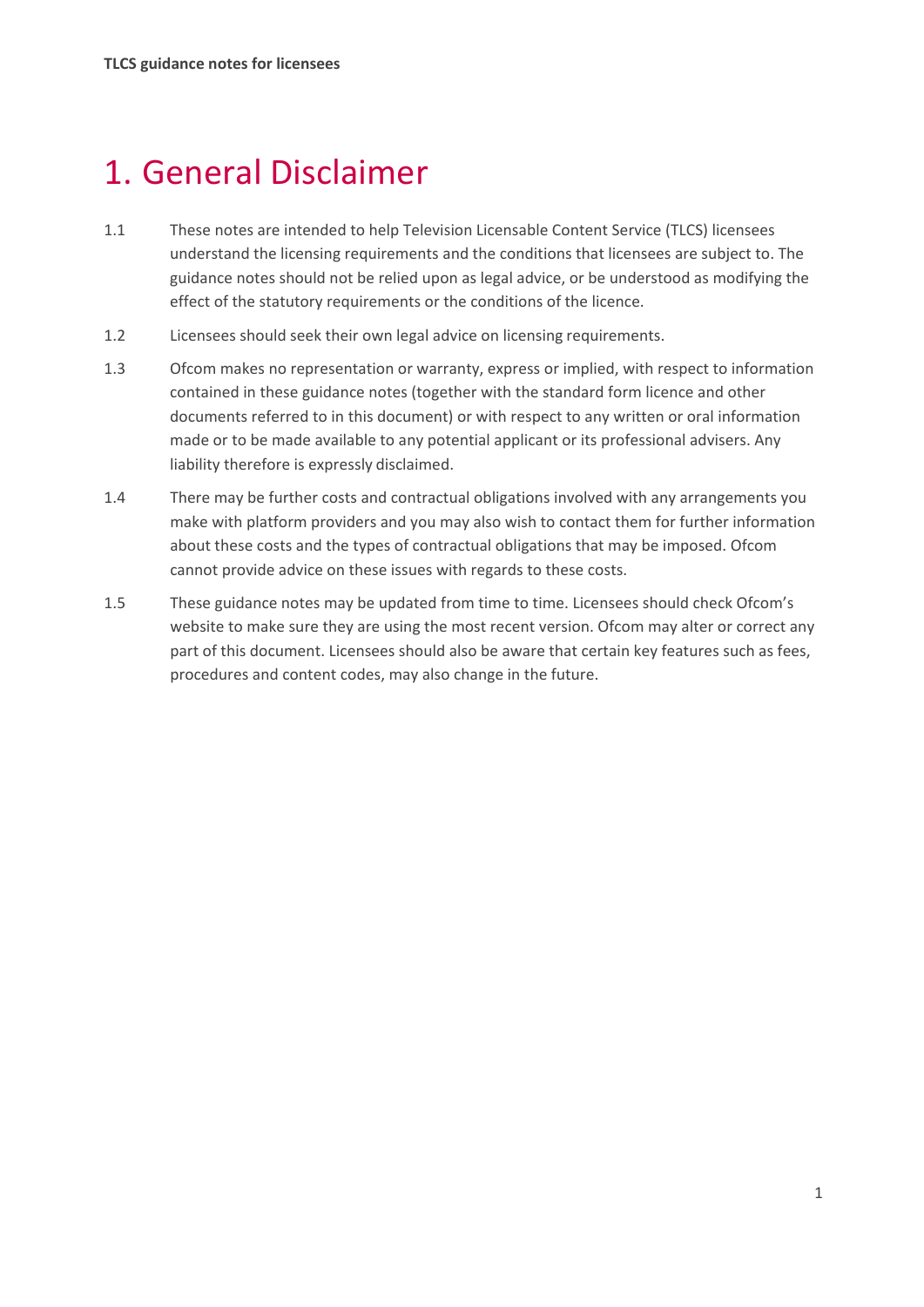# 1. General Disclaimer

1.1 These notes are intended to help Television Licensable Content Service (TLCS) licensees understand the licensing requirements and the conditions that licensees are subject to. The guidance notes should not be relied upon as legal advice, or be understood as modifying the effect of the statutory requirements or the conditions of the licence.

1.2 Licensees should seek their own legal advice on licensing requirements.

1.3 Ofcom makes no representation or warranty, express or implied, with respect to information contained in these guidance notes (together with the standard form licence and other documents referred to in this document) or with respect to any written or oral information made or to be made available to any potential applicant or its professional advisers. Any liability therefore is expressly disclaimed.

1.4 There may be further costs and contractual obligations involved with any arrangements you make with platform providers and you may also wish to contact them for further information about these costs and the types of contractual obligations that may be imposed. Ofcom cannot provide advice on these issues with regards to these costs.

1.5 These guidance notes may be updated from time to time. Licensees should check Ofcom's website to make sure they are using the most recent version. Ofcom may alter or correct any part of this document. Licensees should also be aware that certain key features such as fees, procedures and content codes, may also change in the future.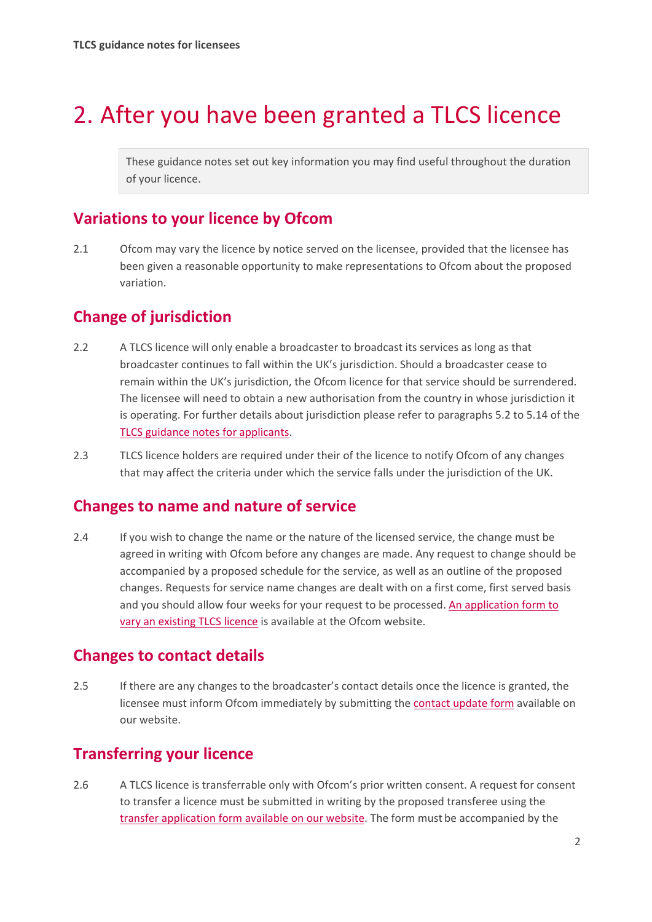# 2. After you have been granted a TLCS licence

> These guidance notes set out key information you may find useful throughout the duration of your licence.

## Variations to your licence by Ofcom

2.1 Ofcom may vary the licence by notice served on the licensee, provided that the licensee has been given a reasonable opportunity to make representations to Ofcom about the proposed variation.

## Change of jurisdiction

2.2 A TLCS licence will only enable a broadcaster to broadcast its services as long as that broadcaster continues to fall within the UK's jurisdiction. Should a broadcaster cease to remain within the UK's jurisdiction, the Ofcom licence for that service should be surrendered. The licensee will need to obtain a new authorisation from the country in whose jurisdiction it is operating. For further details about jurisdiction please refer to paragraphs 5.2 to 5.14 of the TLCS guidance notes for applicants.

2.3 TLCS licence holders are required under their of the licence to notify Ofcom of any changes that may affect the criteria under which the service falls under the jurisdiction of the UK.

## Changes to name and nature of service

2.4 If you wish to change the name or the nature of the licensed service, the change must be agreed in writing with Ofcom before any changes are made. Any request to change should be accompanied by a proposed schedule for the service, as well as an outline of the proposed changes. Requests for service name changes are dealt with on a first come, first served basis and you should allow four weeks for your request to be processed. An application form to vary an existing TLCS licence is available at the Ofcom website.

## Changes to contact details

2.5 If there are any changes to the broadcaster's contact details once the licence is granted, the licensee must inform Ofcom immediately by submitting the contact update form available on our website.

## Transferring your licence

2.6 A TLCS licence is transferrable only with Ofcom's prior written consent. A request for consent to transfer a licence must be submitted in writing by the proposed transferee using the transfer application form available on our website. The form must be accompanied by the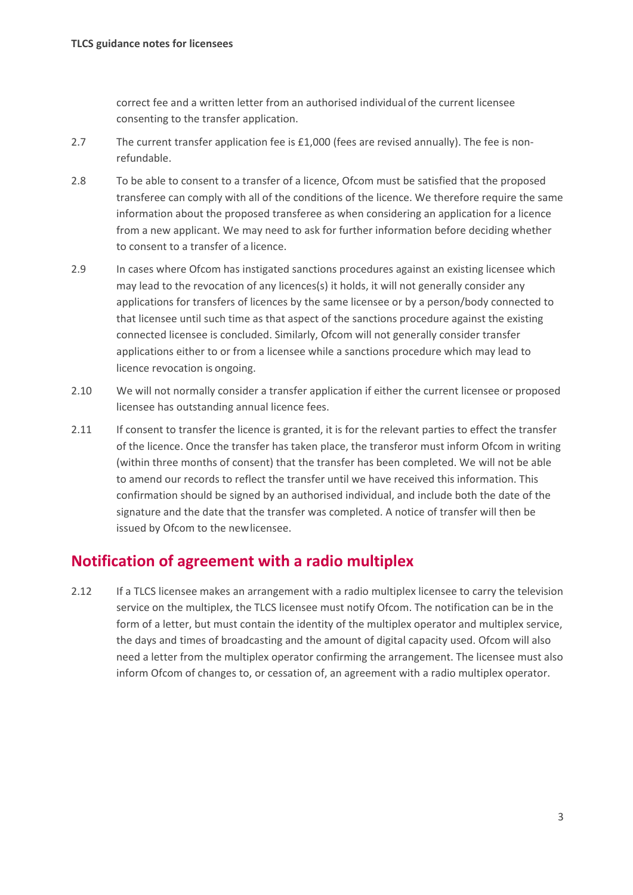correct fee and a written letter from an authorised individual of the current licensee consenting to the transfer application.

2.7 The current transfer application fee is £1,000 (fees are revised annually). The fee is non-refundable.

2.8 To be able to consent to a transfer of a licence, Ofcom must be satisfied that the proposed transferee can comply with all of the conditions of the licence. We therefore require the same information about the proposed transferee as when considering an application for a licence from a new applicant. We may need to ask for further information before deciding whether to consent to a transfer of a licence.

2.9 In cases where Ofcom has instigated sanctions procedures against an existing licensee which may lead to the revocation of any licences(s) it holds, it will not generally consider any applications for transfers of licences by the same licensee or by a person/body connected to that licensee until such time as that aspect of the sanctions procedure against the existing connected licensee is concluded. Similarly, Ofcom will not generally consider transfer applications either to or from a licensee while a sanctions procedure which may lead to licence revocation is ongoing.

2.10 We will not normally consider a transfer application if either the current licensee or proposed licensee has outstanding annual licence fees.

2.11 If consent to transfer the licence is granted, it is for the relevant parties to effect the transfer of the licence. Once the transfer has taken place, the transferor must inform Ofcom in writing (within three months of consent) that the transfer has been completed. We will not be able to amend our records to reflect the transfer until we have received this information. This confirmation should be signed by an authorised individual, and include both the date of the signature and the date that the transfer was completed. A notice of transfer will then be issued by Ofcom to the new licensee.

## Notification of agreement with a radio multiplex

2.12 If a TLCS licensee makes an arrangement with a radio multiplex licensee to carry the television service on the multiplex, the TLCS licensee must notify Ofcom. The notification can be in the form of a letter, but must contain the identity of the multiplex operator and multiplex service, the days and times of broadcasting and the amount of digital capacity used. Ofcom will also need a letter from the multiplex operator confirming the arrangement. The licensee must also inform Ofcom of changes to, or cessation of, an agreement with a radio multiplex operator.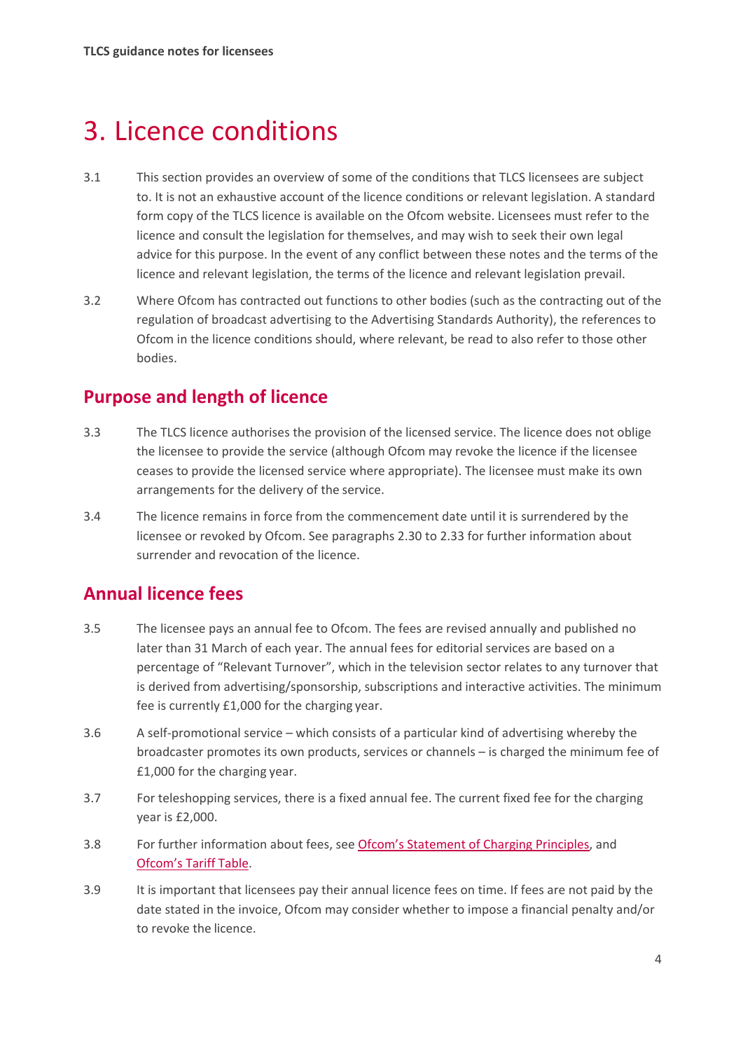# 3. Licence conditions

3.1 This section provides an overview of some of the conditions that TLCS licensees are subject to. It is not an exhaustive account of the licence conditions or relevant legislation. A standard form copy of the TLCS licence is available on the Ofcom website. Licensees must refer to the licence and consult the legislation for themselves, and may wish to seek their own legal advice for this purpose. In the event of any conflict between these notes and the terms of the licence and relevant legislation, the terms of the licence and relevant legislation prevail.

3.2 Where Ofcom has contracted out functions to other bodies (such as the contracting out of the regulation of broadcast advertising to the Advertising Standards Authority), the references to Ofcom in the licence conditions should, where relevant, be read to also refer to those other bodies.

## Purpose and length of licence

3.3 The TLCS licence authorises the provision of the licensed service. The licence does not oblige the licensee to provide the service (although Ofcom may revoke the licence if the licensee ceases to provide the licensed service where appropriate). The licensee must make its own arrangements for the delivery of the service.

3.4 The licence remains in force from the commencement date until it is surrendered by the licensee or revoked by Ofcom. See paragraphs 2.30 to 2.33 for further information about surrender and revocation of the licence.

## Annual licence fees

3.5 The licensee pays an annual fee to Ofcom. The fees are revised annually and published no later than 31 March of each year. The annual fees for editorial services are based on a percentage of "Relevant Turnover", which in the television sector relates to any turnover that is derived from advertising/sponsorship, subscriptions and interactive activities. The minimum fee is currently £1,000 for the charging year.

3.6 A self-promotional service – which consists of a particular kind of advertising whereby the broadcaster promotes its own products, services or channels – is charged the minimum fee of £1,000 for the charging year.

3.7 For teleshopping services, there is a fixed annual fee. The current fixed fee for the charging year is £2,000.

3.8 For further information about fees, see Ofcom's Statement of Charging Principles, and Ofcom's Tariff Table.

3.9 It is important that licensees pay their annual licence fees on time. If fees are not paid by the date stated in the invoice, Ofcom may consider whether to impose a financial penalty and/or to revoke the licence.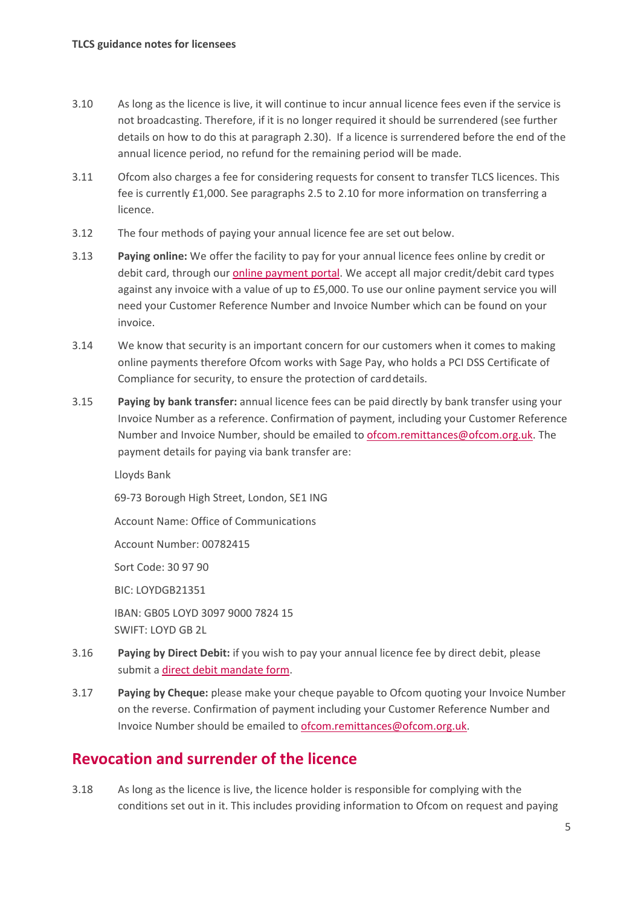3.10 As long as the licence is live, it will continue to incur annual licence fees even if the service is not broadcasting. Therefore, if it is no longer required it should be surrendered (see further details on how to do this at paragraph 2.30). If a licence is surrendered before the end of the annual licence period, no refund for the remaining period will be made.

3.11 Ofcom also charges a fee for considering requests for consent to transfer TLCS licences. This fee is currently £1,000. See paragraphs 2.5 to 2.10 for more information on transferring a licence.

3.12 The four methods of paying your annual licence fee are set out below.

3.13 **Paying online:** We offer the facility to pay for your annual licence fees online by credit or debit card, through our online payment portal. We accept all major credit/debit card types against any invoice with a value of up to £5,000. To use our online payment service you will need your Customer Reference Number and Invoice Number which can be found on your invoice.

3.14 We know that security is an important concern for our customers when it comes to making online payments therefore Ofcom works with Sage Pay, who holds a PCI DSS Certificate of Compliance for security, to ensure the protection of card details.

3.15 **Paying by bank transfer:** annual licence fees can be paid directly by bank transfer using your Invoice Number as a reference. Confirmation of payment, including your Customer Reference Number and Invoice Number, should be emailed to ofcom.remittances@ofcom.org.uk. The payment details for paying via bank transfer are:

Lloyds Bank

69-73 Borough High Street, London, SE1 ING

Account Name: Office of Communications

Account Number: 00782415

Sort Code: 30 97 90

BIC: LOYDGB21351

IBAN: GB05 LOYD 3097 9000 7824 15
SWIFT: LOYD GB 2L

3.16 **Paying by Direct Debit:** if you wish to pay your annual licence fee by direct debit, please submit a direct debit mandate form.

3.17 **Paying by Cheque:** please make your cheque payable to Ofcom quoting your Invoice Number on the reverse. Confirmation of payment including your Customer Reference Number and Invoice Number should be emailed to ofcom.remittances@ofcom.org.uk.

## Revocation and surrender of the licence

3.18 As long as the licence is live, the licence holder is responsible for complying with the conditions set out in it. This includes providing information to Ofcom on request and paying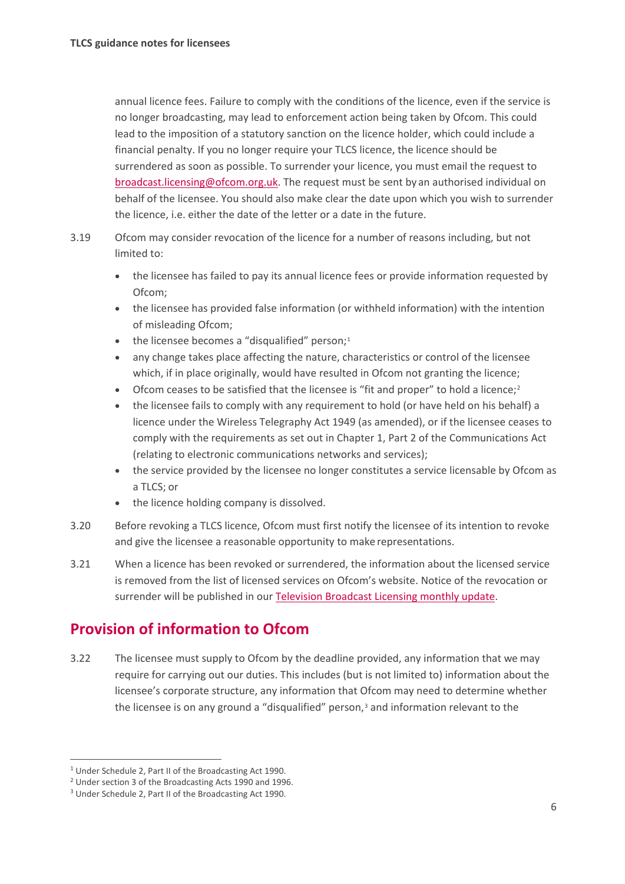annual licence fees. Failure to comply with the conditions of the licence, even if the service is no longer broadcasting, may lead to enforcement action being taken by Ofcom. This could lead to the imposition of a statutory sanction on the licence holder, which could include a financial penalty. If you no longer require your TLCS licence, the licence should be surrendered as soon as possible. To surrender your licence, you must email the request to broadcast.licensing@ofcom.org.uk. The request must be sent by an authorised individual on behalf of the licensee. You should also make clear the date upon which you wish to surrender the licence, i.e. either the date of the letter or a date in the future.

3.19 Ofcom may consider revocation of the licence for a number of reasons including, but not limited to:

- the licensee has failed to pay its annual licence fees or provide information requested by Ofcom;
- the licensee has provided false information (or withheld information) with the intention of misleading Ofcom;
- the licensee becomes a "disqualified" person;[1]
- any change takes place affecting the nature, characteristics or control of the licensee which, if in place originally, would have resulted in Ofcom not granting the licence;
- Ofcom ceases to be satisfied that the licensee is "fit and proper" to hold a licence;[2]
- the licensee fails to comply with any requirement to hold (or have held on his behalf) a licence under the Wireless Telegraphy Act 1949 (as amended), or if the licensee ceases to comply with the requirements as set out in Chapter 1, Part 2 of the Communications Act (relating to electronic communications networks and services);
- the service provided by the licensee no longer constitutes a service licensable by Ofcom as a TLCS; or
- the licence holding company is dissolved.

3.20 Before revoking a TLCS licence, Ofcom must first notify the licensee of its intention to revoke and give the licensee a reasonable opportunity to make representations.

3.21 When a licence has been revoked or surrendered, the information about the licensed service is removed from the list of licensed services on Ofcom's website. Notice of the revocation or surrender will be published in our Television Broadcast Licensing monthly update.

## Provision of information to Ofcom

3.22 The licensee must supply to Ofcom by the deadline provided, any information that we may require for carrying out our duties. This includes (but is not limited to) information about the licensee's corporate structure, any information that Ofcom may need to determine whether the licensee is on any ground a "disqualified" person,[3] and information relevant to the

---

[1] Under Schedule 2, Part II of the Broadcasting Act 1990.

[2] Under section 3 of the Broadcasting Acts 1990 and 1996.

[3] Under Schedule 2, Part II of the Broadcasting Act 1990.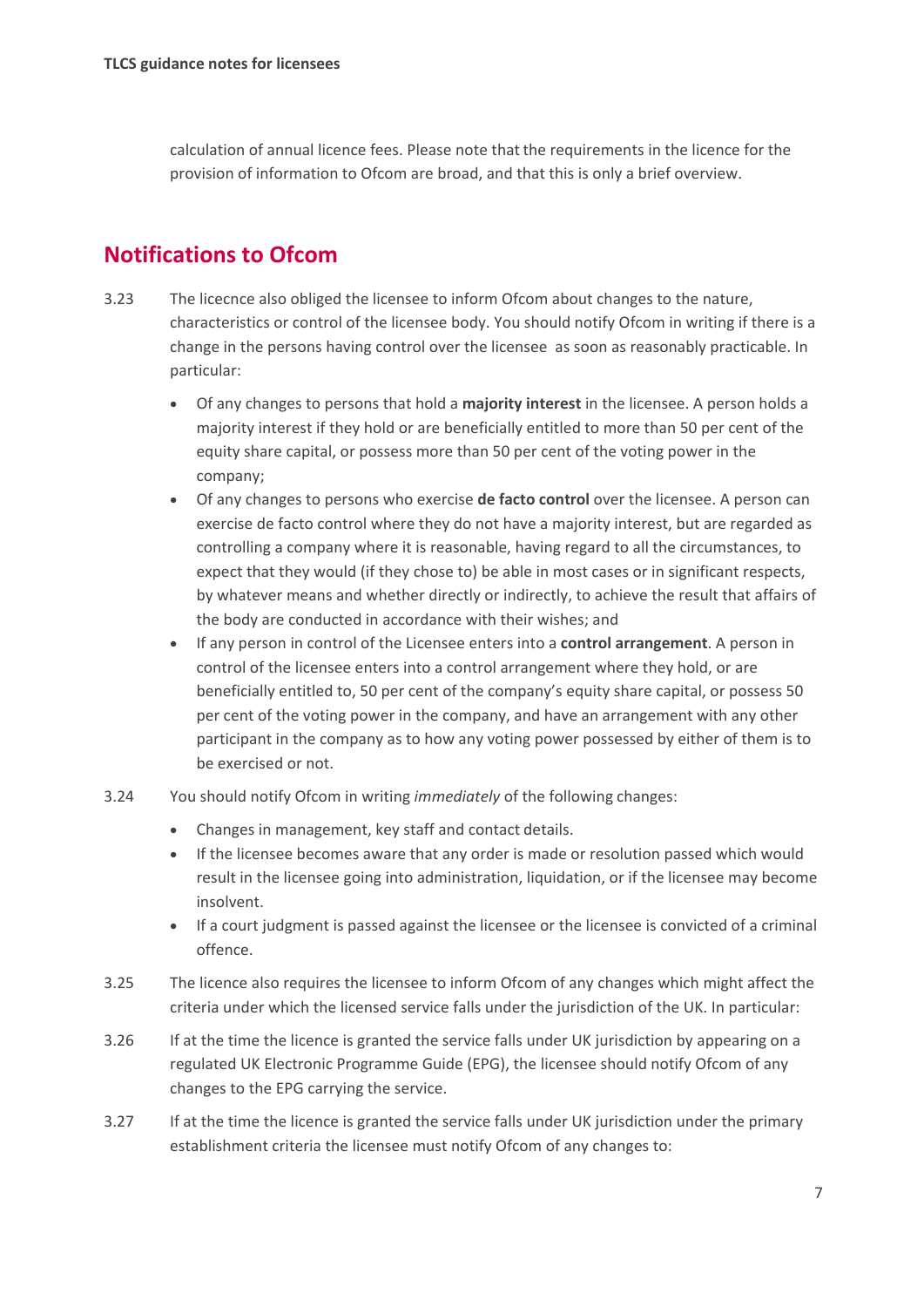calculation of annual licence fees. Please note that the requirements in the licence for the provision of information to Ofcom are broad, and that this is only a brief overview.

## Notifications to Ofcom

3.23 The licecnce also obliged the licensee to inform Ofcom about changes to the nature, characteristics or control of the licensee body. You should notify Ofcom in writing if there is a change in the persons having control over the licensee as soon as reasonably practicable. In particular:

- Of any changes to persons that hold a **majority interest** in the licensee. A person holds a majority interest if they hold or are beneficially entitled to more than 50 per cent of the equity share capital, or possess more than 50 per cent of the voting power in the company;
- Of any changes to persons who exercise **de facto control** over the licensee. A person can exercise de facto control where they do not have a majority interest, but are regarded as controlling a company where it is reasonable, having regard to all the circumstances, to expect that they would (if they chose to) be able in most cases or in significant respects, by whatever means and whether directly or indirectly, to achieve the result that affairs of the body are conducted in accordance with their wishes; and
- If any person in control of the Licensee enters into a **control arrangement**. A person in control of the licensee enters into a control arrangement where they hold, or are beneficially entitled to, 50 per cent of the company's equity share capital, or possess 50 per cent of the voting power in the company, and have an arrangement with any other participant in the company as to how any voting power possessed by either of them is to be exercised or not.

3.24 You should notify Ofcom in writing *immediately* of the following changes:

- Changes in management, key staff and contact details.
- If the licensee becomes aware that any order is made or resolution passed which would result in the licensee going into administration, liquidation, or if the licensee may become insolvent.
- If a court judgment is passed against the licensee or the licensee is convicted of a criminal offence.

3.25 The licence also requires the licensee to inform Ofcom of any changes which might affect the criteria under which the licensed service falls under the jurisdiction of the UK. In particular:

3.26 If at the time the licence is granted the service falls under UK jurisdiction by appearing on a regulated UK Electronic Programme Guide (EPG), the licensee should notify Ofcom of any changes to the EPG carrying the service.

3.27 If at the time the licence is granted the service falls under UK jurisdiction under the primary establishment criteria the licensee must notify Ofcom of any changes to: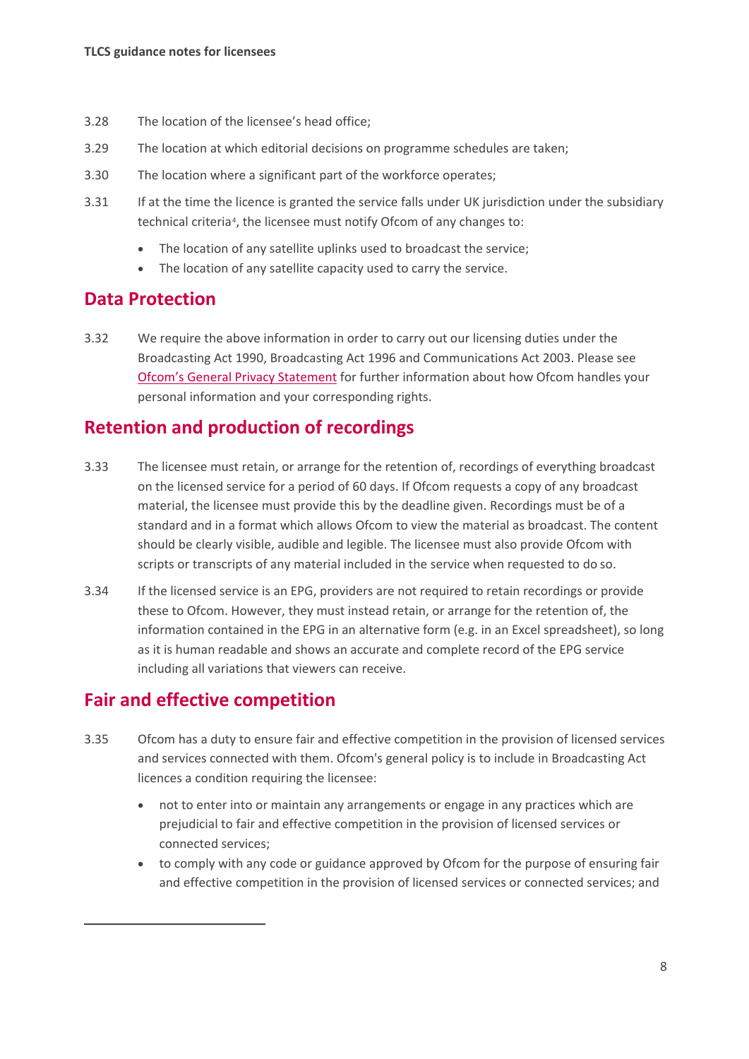3.28 The location of the licensee's head office;

3.29 The location at which editorial decisions on programme schedules are taken;

3.30 The location where a significant part of the workforce operates;

3.31 If at the time the licence is granted the service falls under UK jurisdiction under the subsidiary technical criteria[4], the licensee must notify Ofcom of any changes to:

- The location of any satellite uplinks used to broadcast the service;
- The location of any satellite capacity used to carry the service.

## Data Protection

3.32 We require the above information in order to carry out our licensing duties under the Broadcasting Act 1990, Broadcasting Act 1996 and Communications Act 2003. Please see Ofcom's General Privacy Statement for further information about how Ofcom handles your personal information and your corresponding rights.

## Retention and production of recordings

3.33 The licensee must retain, or arrange for the retention of, recordings of everything broadcast on the licensed service for a period of 60 days. If Ofcom requests a copy of any broadcast material, the licensee must provide this by the deadline given. Recordings must be of a standard and in a format which allows Ofcom to view the material as broadcast. The content should be clearly visible, audible and legible. The licensee must also provide Ofcom with scripts or transcripts of any material included in the service when requested to do so.

3.34 If the licensed service is an EPG, providers are not required to retain recordings or provide these to Ofcom. However, they must instead retain, or arrange for the retention of, the information contained in the EPG in an alternative form (e.g. in an Excel spreadsheet), so long as it is human readable and shows an accurate and complete record of the EPG service including all variations that viewers can receive.

## Fair and effective competition

3.35 Ofcom has a duty to ensure fair and effective competition in the provision of licensed services and services connected with them. Ofcom's general policy is to include in Broadcasting Act licences a condition requiring the licensee:

- not to enter into or maintain any arrangements or engage in any practices which are prejudicial to fair and effective competition in the provision of licensed services or connected services;
- to comply with any code or guidance approved by Ofcom for the purpose of ensuring fair and effective competition in the provision of licensed services or connected services; and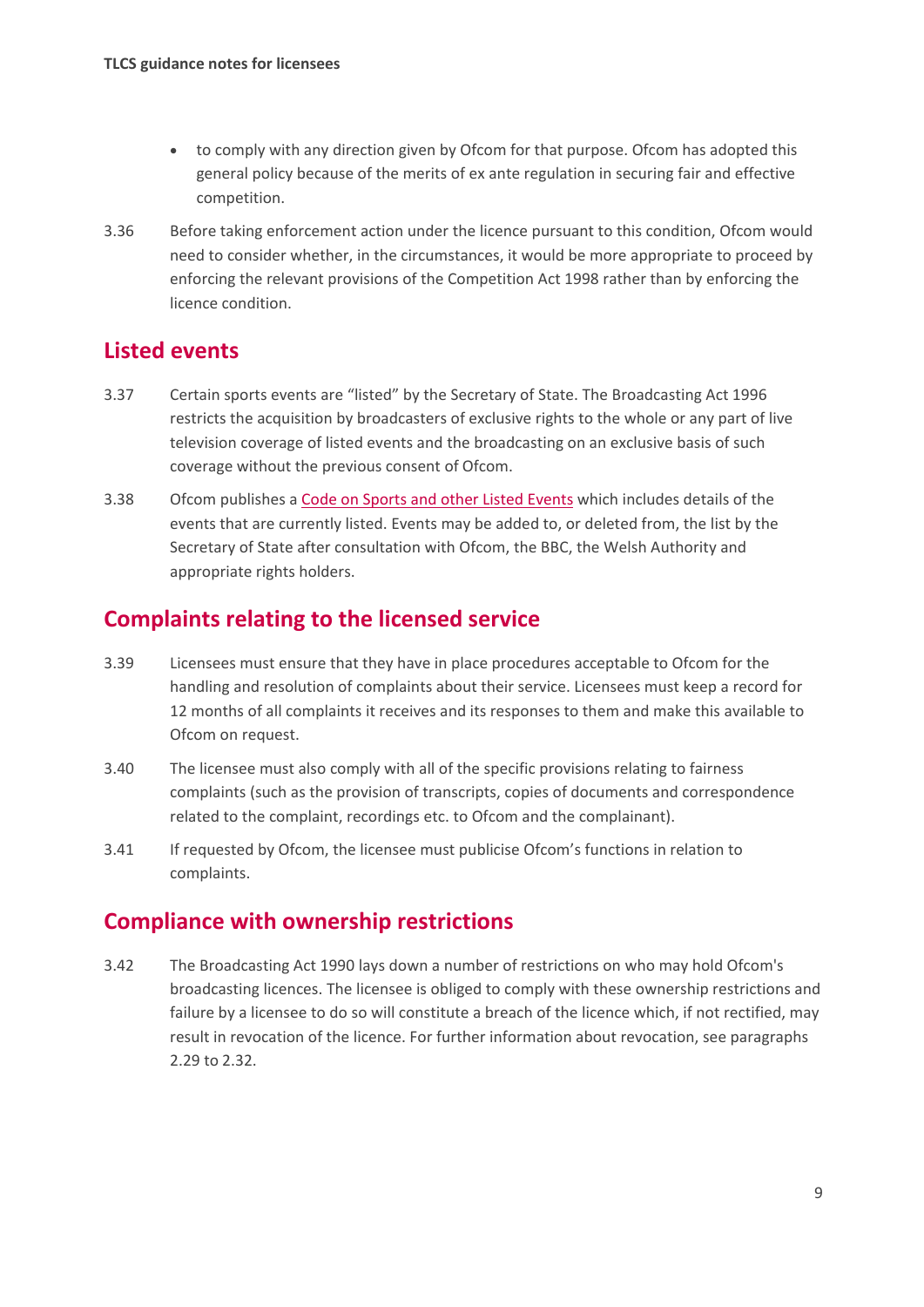- to comply with any direction given by Ofcom for that purpose. Ofcom has adopted this general policy because of the merits of ex ante regulation in securing fair and effective competition.

3.36 Before taking enforcement action under the licence pursuant to this condition, Ofcom would need to consider whether, in the circumstances, it would be more appropriate to proceed by enforcing the relevant provisions of the Competition Act 1998 rather than by enforcing the licence condition.

## Listed events

3.37 Certain sports events are "listed" by the Secretary of State. The Broadcasting Act 1996 restricts the acquisition by broadcasters of exclusive rights to the whole or any part of live television coverage of listed events and the broadcasting on an exclusive basis of such coverage without the previous consent of Ofcom.

3.38 Ofcom publishes a Code on Sports and other Listed Events which includes details of the events that are currently listed. Events may be added to, or deleted from, the list by the Secretary of State after consultation with Ofcom, the BBC, the Welsh Authority and appropriate rights holders.

## Complaints relating to the licensed service

3.39 Licensees must ensure that they have in place procedures acceptable to Ofcom for the handling and resolution of complaints about their service. Licensees must keep a record for 12 months of all complaints it receives and its responses to them and make this available to Ofcom on request.

3.40 The licensee must also comply with all of the specific provisions relating to fairness complaints (such as the provision of transcripts, copies of documents and correspondence related to the complaint, recordings etc. to Ofcom and the complainant).

3.41 If requested by Ofcom, the licensee must publicise Ofcom's functions in relation to complaints.

## Compliance with ownership restrictions

3.42 The Broadcasting Act 1990 lays down a number of restrictions on who may hold Ofcom's broadcasting licences. The licensee is obliged to comply with these ownership restrictions and failure by a licensee to do so will constitute a breach of the licence which, if not rectified, may result in revocation of the licence. For further information about revocation, see paragraphs 2.29 to 2.32.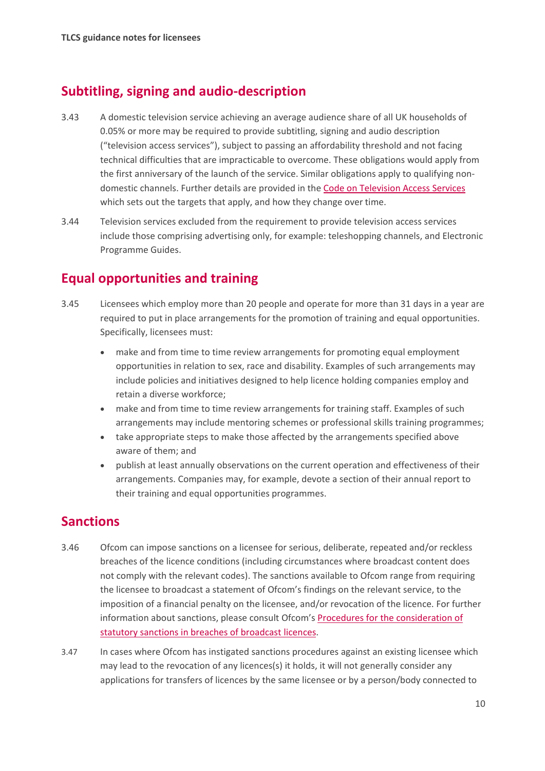## Subtitling, signing and audio-description

3.43 A domestic television service achieving an average audience share of all UK households of 0.05% or more may be required to provide subtitling, signing and audio description ("television access services"), subject to passing an affordability threshold and not facing technical difficulties that are impracticable to overcome. These obligations would apply from the first anniversary of the launch of the service. Similar obligations apply to qualifying non-domestic channels. Further details are provided in the Code on Television Access Services which sets out the targets that apply, and how they change over time.

3.44 Television services excluded from the requirement to provide television access services include those comprising advertising only, for example: teleshopping channels, and Electronic Programme Guides.

## Equal opportunities and training

3.45 Licensees which employ more than 20 people and operate for more than 31 days in a year are required to put in place arrangements for the promotion of training and equal opportunities. Specifically, licensees must:

- make and from time to time review arrangements for promoting equal employment opportunities in relation to sex, race and disability. Examples of such arrangements may include policies and initiatives designed to help licence holding companies employ and retain a diverse workforce;
- make and from time to time review arrangements for training staff. Examples of such arrangements may include mentoring schemes or professional skills training programmes;
- take appropriate steps to make those affected by the arrangements specified above aware of them; and
- publish at least annually observations on the current operation and effectiveness of their arrangements. Companies may, for example, devote a section of their annual report to their training and equal opportunities programmes.

## Sanctions

3.46 Ofcom can impose sanctions on a licensee for serious, deliberate, repeated and/or reckless breaches of the licence conditions (including circumstances where broadcast content does not comply with the relevant codes). The sanctions available to Ofcom range from requiring the licensee to broadcast a statement of Ofcom's findings on the relevant service, to the imposition of a financial penalty on the licensee, and/or revocation of the licence. For further information about sanctions, please consult Ofcom's Procedures for the consideration of statutory sanctions in breaches of broadcast licences.

3.47 In cases where Ofcom has instigated sanctions procedures against an existing licensee which may lead to the revocation of any licences(s) it holds, it will not generally consider any applications for transfers of licences by the same licensee or by a person/body connected to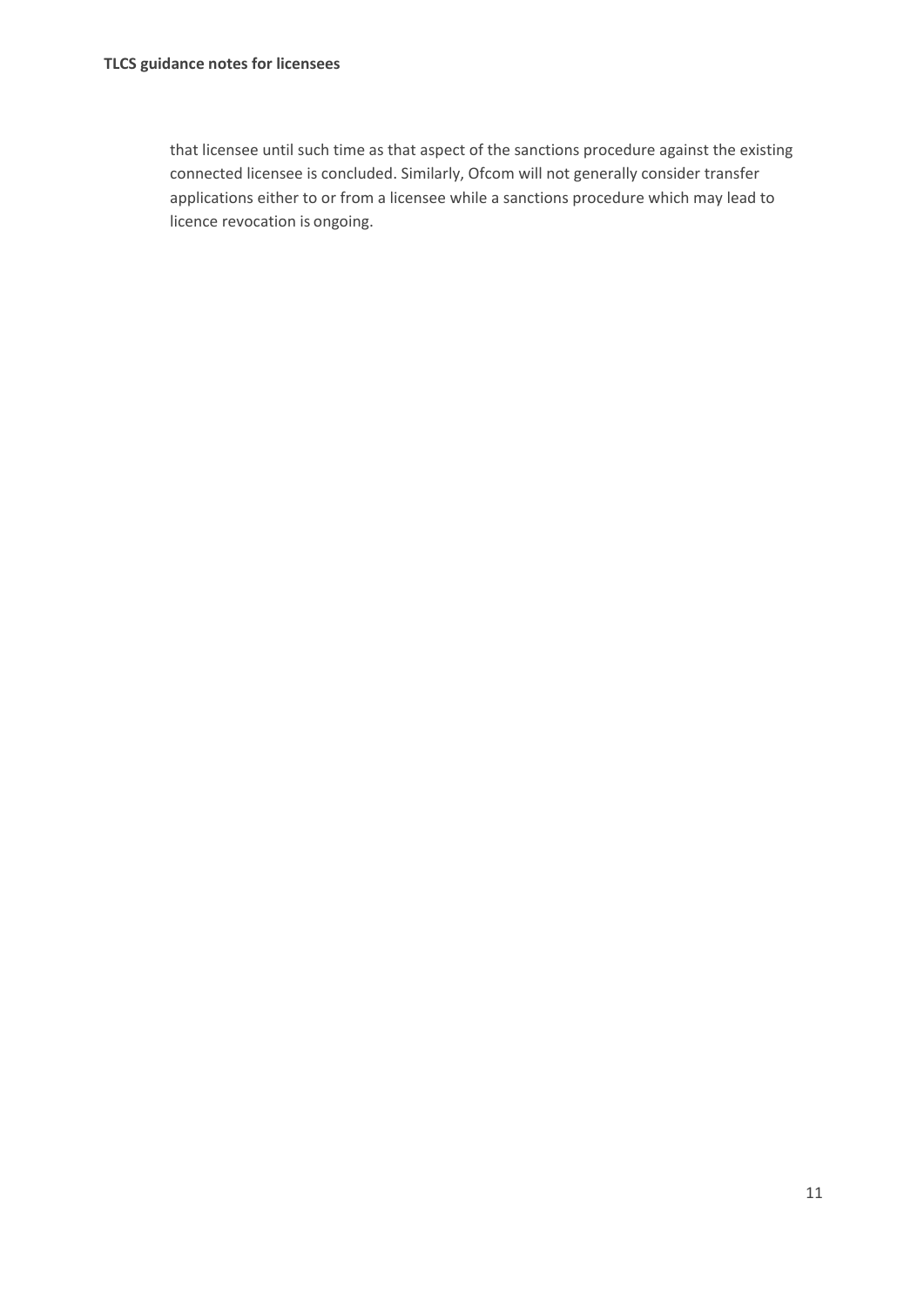that licensee until such time as that aspect of the sanctions procedure against the existing connected licensee is concluded. Similarly, Ofcom will not generally consider transfer applications either to or from a licensee while a sanctions procedure which may lead to licence revocation is ongoing.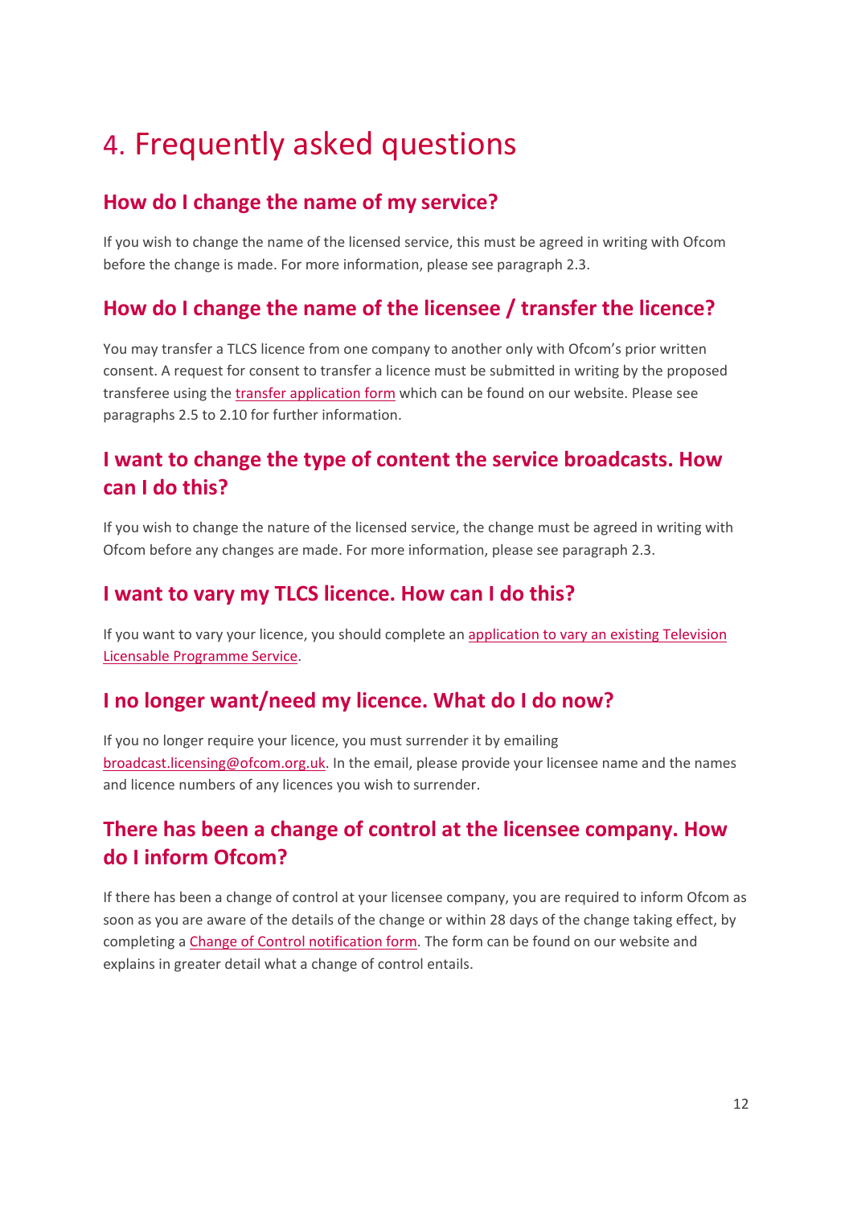# 4. Frequently asked questions

## How do I change the name of my service?

If you wish to change the name of the licensed service, this must be agreed in writing with Ofcom before the change is made. For more information, please see paragraph 2.3.

## How do I change the name of the licensee / transfer the licence?

You may transfer a TLCS licence from one company to another only with Ofcom's prior written consent. A request for consent to transfer a licence must be submitted in writing by the proposed transferee using the transfer application form which can be found on our website. Please see paragraphs 2.5 to 2.10 for further information.

## I want to change the type of content the service broadcasts. How can I do this?

If you wish to change the nature of the licensed service, the change must be agreed in writing with Ofcom before any changes are made. For more information, please see paragraph 2.3.

## I want to vary my TLCS licence. How can I do this?

If you want to vary your licence, you should complete an application to vary an existing Television Licensable Programme Service.

## I no longer want/need my licence. What do I do now?

If you no longer require your licence, you must surrender it by emailing broadcast.licensing@ofcom.org.uk. In the email, please provide your licensee name and the names and licence numbers of any licences you wish to surrender.

## There has been a change of control at the licensee company. How do I inform Ofcom?

If there has been a change of control at your licensee company, you are required to inform Ofcom as soon as you are aware of the details of the change or within 28 days of the change taking effect, by completing a Change of Control notification form. The form can be found on our website and explains in greater detail what a change of control entails.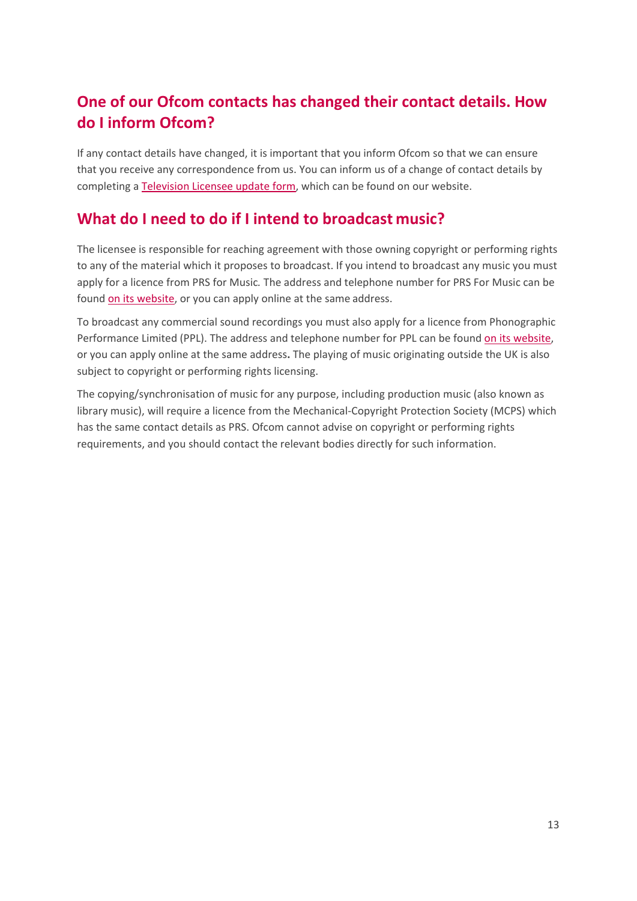## One of our Ofcom contacts has changed their contact details. How do I inform Ofcom?

If any contact details have changed, it is important that you inform Ofcom so that we can ensure that you receive any correspondence from us. You can inform us of a change of contact details by completing a Television Licensee update form, which can be found on our website.

## What do I need to do if I intend to broadcast music?

The licensee is responsible for reaching agreement with those owning copyright or performing rights to any of the material which it proposes to broadcast. If you intend to broadcast any music you must apply for a licence from PRS for Music. The address and telephone number for PRS For Music can be found on its website, or you can apply online at the same address.

To broadcast any commercial sound recordings you must also apply for a licence from Phonographic Performance Limited (PPL). The address and telephone number for PPL can be found on its website, or you can apply online at the same address. The playing of music originating outside the UK is also subject to copyright or performing rights licensing.

The copying/synchronisation of music for any purpose, including production music (also known as library music), will require a licence from the Mechanical-Copyright Protection Society (MCPS) which has the same contact details as PRS. Ofcom cannot advise on copyright or performing rights requirements, and you should contact the relevant bodies directly for such information.